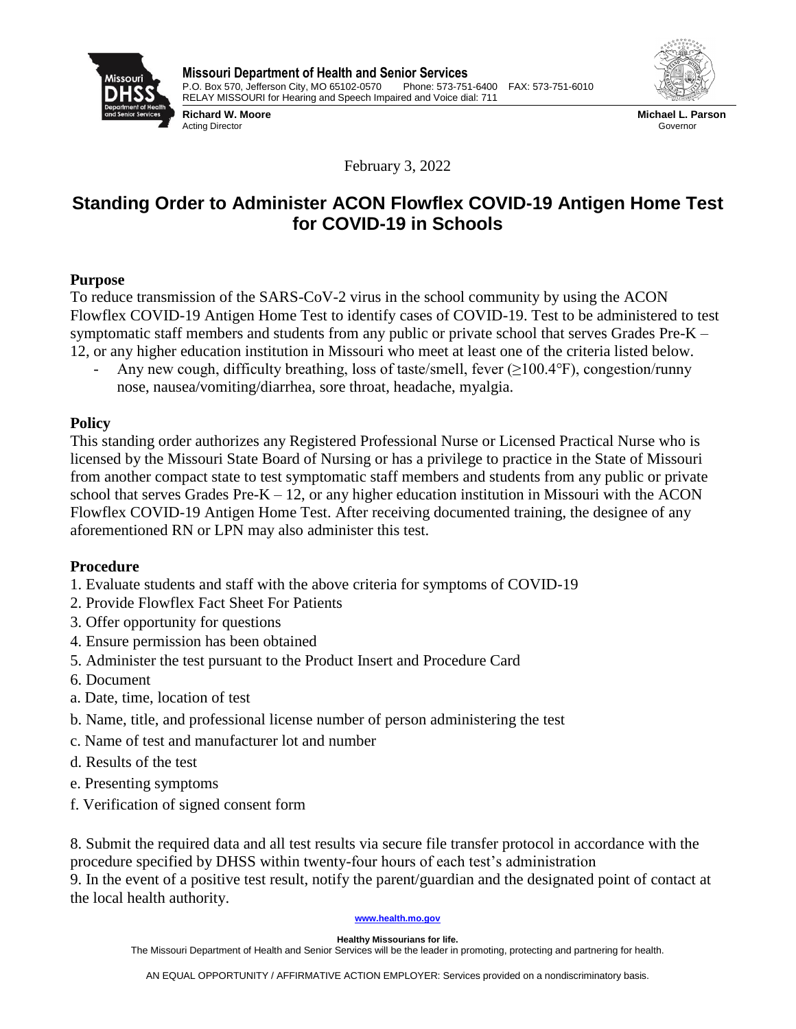**Missouri Department of Health and Senior Services**
P.O. Box 570, Jefferson City, MO 65102-0570 Phone: 573-751-6400 FAX: 573-751-6010
RELAY MISSOURI for Hearing and Speech Impaired and Voice dial: 711

**Richard W. Moore**
Acting Director

**Michael L. Parson**
Governor

February 3, 2022

# Standing Order to Administer ACON Flowflex COVID-19 Antigen Home Test for COVID-19 in Schools

## Purpose

To reduce transmission of the SARS-CoV-2 virus in the school community by using the ACON Flowflex COVID-19 Antigen Home Test to identify cases of COVID-19. Test to be administered to test symptomatic staff members and students from any public or private school that serves Grades Pre-K – 12, or any higher education institution in Missouri who meet at least one of the criteria listed below.

- Any new cough, difficulty breathing, loss of taste/smell, fever (≥100.4°F), congestion/runny nose, nausea/vomiting/diarrhea, sore throat, headache, myalgia.

## Policy

This standing order authorizes any Registered Professional Nurse or Licensed Practical Nurse who is licensed by the Missouri State Board of Nursing or has a privilege to practice in the State of Missouri from another compact state to test symptomatic staff members and students from any public or private school that serves Grades Pre-K – 12, or any higher education institution in Missouri with the ACON Flowflex COVID-19 Antigen Home Test. After receiving documented training, the designee of any aforementioned RN or LPN may also administer this test.

## Procedure

1. Evaluate students and staff with the above criteria for symptoms of COVID-19
2. Provide Flowflex Fact Sheet For Patients
3. Offer opportunity for questions
4. Ensure permission has been obtained
5. Administer the test pursuant to the Product Insert and Procedure Card
6. Document

a. Date, time, location of test

b. Name, title, and professional license number of person administering the test

c. Name of test and manufacturer lot and number

d. Results of the test

e. Presenting symptoms

f. Verification of signed consent form

8. Submit the required data and all test results via secure file transfer protocol in accordance with the procedure specified by DHSS within twenty-four hours of each test's administration
9. In the event of a positive test result, notify the parent/guardian and the designated point of contact at the local health authority.

www.health.mo.gov

**Healthy Missourians for life.**
The Missouri Department of Health and Senior Services will be the leader in promoting, protecting and partnering for health.

AN EQUAL OPPORTUNITY / AFFIRMATIVE ACTION EMPLOYER: Services provided on a nondiscriminatory basis.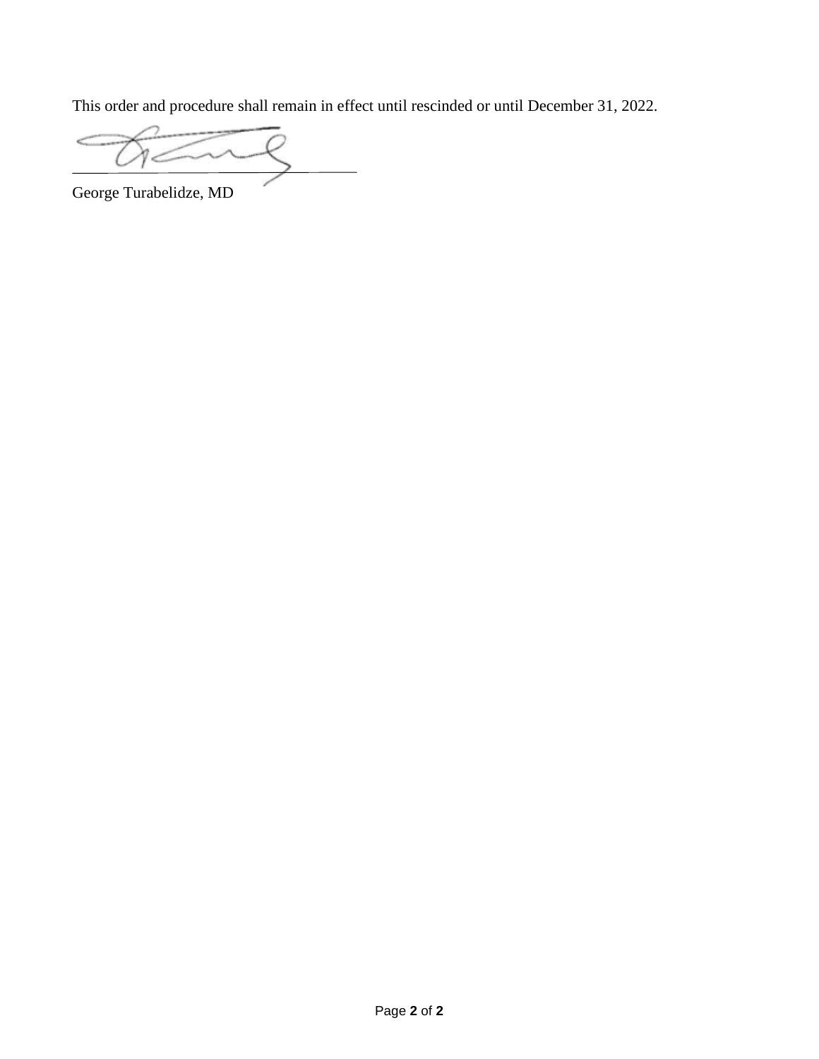This order and procedure shall remain in effect until rescinded or until December 31, 2022.

George Turabelidze, MD